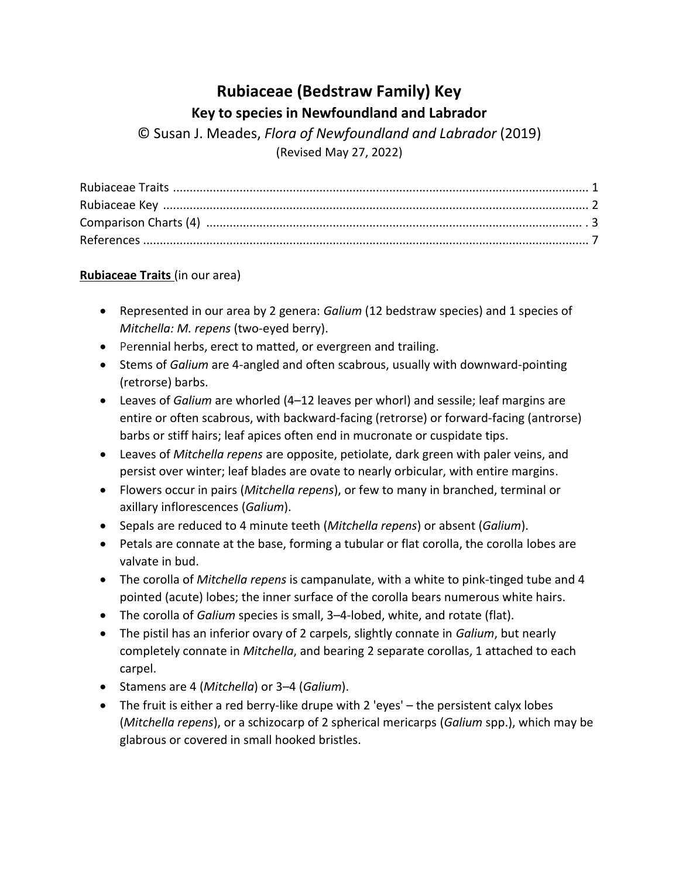# Rubiaceae (Bedstraw Family) Key

## Key to species in Newfoundland and Labrador

© Susan J. Meades, *Flora of Newfoundland and Labrador* (2019)

(Revised May 27, 2022)

Rubiaceae Traits ........................................................................................................................ 1
Rubiaceae Key ........................................................................................................................... 2
Comparison Charts (4) ............................................................................................................. . 3
References ................................................................................................................................. 7

**Rubiaceae Traits** (in our area)

- Represented in our area by 2 genera: *Galium* (12 bedstraw species) and 1 species of *Mitchella: M. repens* (two-eyed berry).
- Perennial herbs, erect to matted, or evergreen and trailing.
- Stems of *Galium* are 4-angled and often scabrous, usually with downward-pointing (retrorse) barbs.
- Leaves of *Galium* are whorled (4–12 leaves per whorl) and sessile; leaf margins are entire or often scabrous, with backward-facing (retrorse) or forward-facing (antrorse) barbs or stiff hairs; leaf apices often end in mucronate or cuspidate tips.
- Leaves of *Mitchella repens* are opposite, petiolate, dark green with paler veins, and persist over winter; leaf blades are ovate to nearly orbicular, with entire margins.
- Flowers occur in pairs (*Mitchella repens*), or few to many in branched, terminal or axillary inflorescences (*Galium*).
- Sepals are reduced to 4 minute teeth (*Mitchella repens*) or absent (*Galium*).
- Petals are connate at the base, forming a tubular or flat corolla, the corolla lobes are valvate in bud.
- The corolla of *Mitchella repens* is campanulate, with a white to pink-tinged tube and 4 pointed (acute) lobes; the inner surface of the corolla bears numerous white hairs.
- The corolla of *Galium* species is small, 3–4-lobed, white, and rotate (flat).
- The pistil has an inferior ovary of 2 carpels, slightly connate in *Galium*, but nearly completely connate in *Mitchella*, and bearing 2 separate corollas, 1 attached to each carpel.
- Stamens are 4 (*Mitchella*) or 3–4 (*Galium*).
- The fruit is either a red berry-like drupe with 2 'eyes' – the persistent calyx lobes (*Mitchella repens*), or a schizocarp of 2 spherical mericarps (*Galium* spp.), which may be glabrous or covered in small hooked bristles.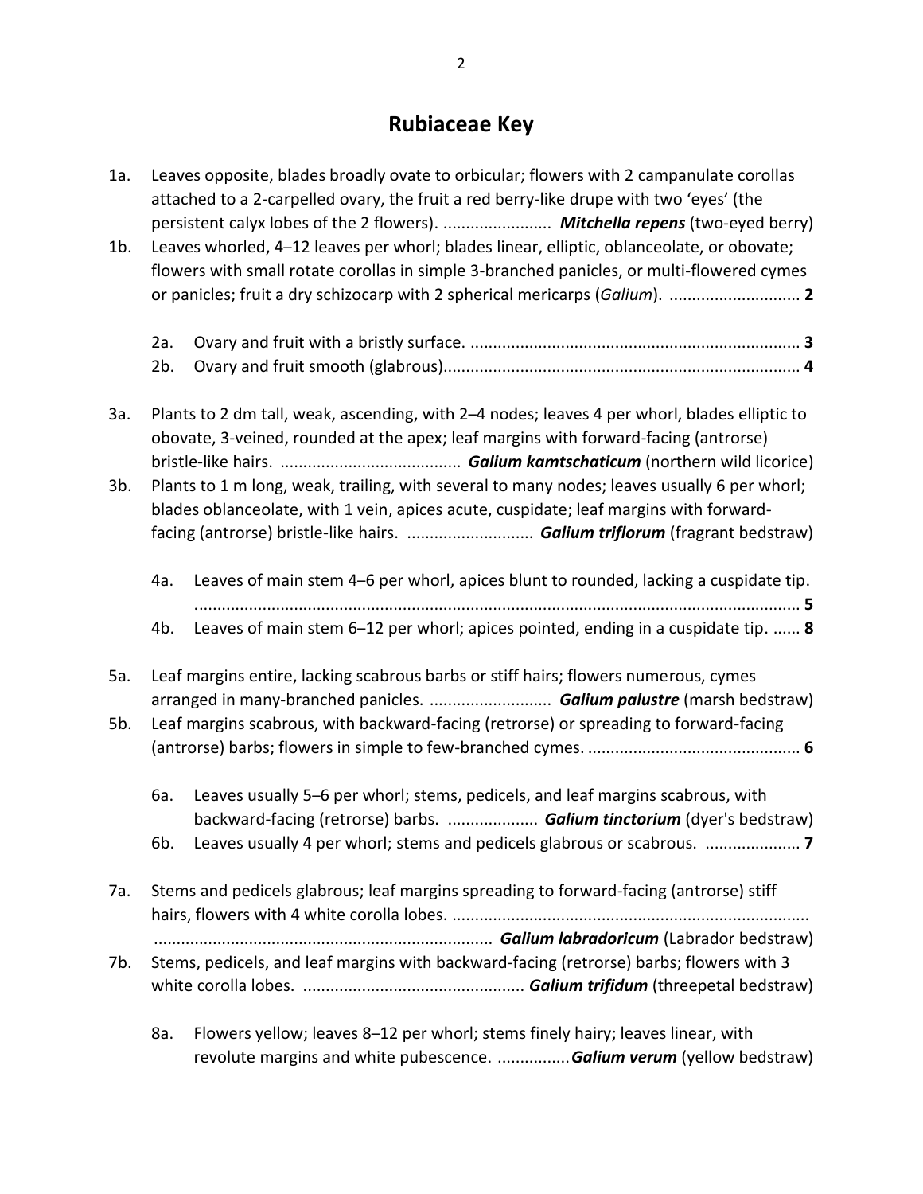# Rubiaceae Key

1a. Leaves opposite, blades broadly ovate to orbicular; flowers with 2 campanulate corollas attached to a 2-carpelled ovary, the fruit a red berry-like drupe with two 'eyes' (the persistent calyx lobes of the 2 flowers). ........................ ***Mitchella repens*** (two-eyed berry)

1b. Leaves whorled, 4–12 leaves per whorl; blades linear, elliptic, oblanceolate, or obovate; flowers with small rotate corollas in simple 3-branched panicles, or multi-flowered cymes or panicles; fruit a dry schizocarp with 2 spherical mericarps (*Galium*). ............................ **2**

> 2a. Ovary and fruit with a bristly surface. ........................................................................ **3**
>
> 2b. Ovary and fruit smooth (glabrous).............................................................................. **4**

3a. Plants to 2 dm tall, weak, ascending, with 2–4 nodes; leaves 4 per whorl, blades elliptic to obovate, 3-veined, rounded at the apex; leaf margins with forward-facing (antrorse) bristle-like hairs. ....................................... ***Galium kamtschaticum*** (northern wild licorice)

3b. Plants to 1 m long, weak, trailing, with several to many nodes; leaves usually 6 per whorl; blades oblanceolate, with 1 vein, apices acute, cuspidate; leaf margins with forward-facing (antrorse) bristle-like hairs. ........................... ***Galium triflorum*** (fragrant bedstraw)

> 4a. Leaves of main stem 4–6 per whorl, apices blunt to rounded, lacking a cuspidate tip. ..................................................................................................................... **5**
>
> 4b. Leaves of main stem 6–12 per whorl; apices pointed, ending in a cuspidate tip. ...... **8**

5a. Leaf margins entire, lacking scabrous barbs or stiff hairs; flowers numerous, cymes arranged in many-branched panicles. .......................... ***Galium palustre*** (marsh bedstraw)

5b. Leaf margins scabrous, with backward-facing (retrorse) or spreading to forward-facing (antrorse) barbs; flowers in simple to few-branched cymes. ............................................... **6**

> 6a. Leaves usually 5–6 per whorl; stems, pedicels, and leaf margins scabrous, with backward-facing (retrorse) barbs. .................... ***Galium tinctorium*** (dyer's bedstraw)
>
> 6b. Leaves usually 4 per whorl; stems and pedicels glabrous or scabrous. ..................... **7**

7a. Stems and pedicels glabrous; leaf margins spreading to forward-facing (antrorse) stiff hairs, flowers with 4 white corolla lobes. ............................................................................... .......................................................................... ***Galium labradoricum*** (Labrador bedstraw)

7b. Stems, pedicels, and leaf margins with backward-facing (retrorse) barbs; flowers with 3 white corolla lobes. ................................................ ***Galium trifidum*** (threepetal bedstraw)

> 8a. Flowers yellow; leaves 8–12 per whorl; stems finely hairy; leaves linear, with revolute margins and white pubescence. ................***Galium verum*** (yellow bedstraw)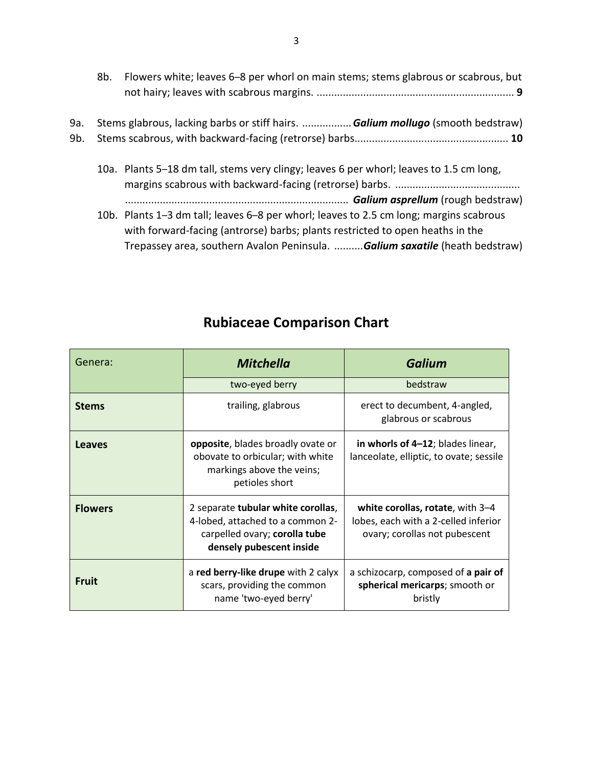8b. Flowers white; leaves 6–8 per whorl on main stems; stems glabrous or scabrous, but not hairy; leaves with scabrous margins. .................................................................... **9**

9a. Stems glabrous, lacking barbs or stiff hairs. .................***Galium mollugo*** (smooth bedstraw)

9b. Stems scabrous, with backward-facing (retrorse) barbs.................................................... **10**

10a. Plants 5–18 dm tall, stems very clingy; leaves 6 per whorl; leaves to 1.5 cm long, margins scabrous with backward-facing (retrorse) barbs. ............................................ ............................................................................ ***Galium asprellum*** (rough bedstraw)

10b. Plants 1–3 dm tall; leaves 6–8 per whorl; leaves to 2.5 cm long; margins scabrous with forward-facing (antrorse) barbs; plants restricted to open heaths in the Trepassey area, southern Avalon Peninsula. ..........***Galium saxatile*** (heath bedstraw)

## Rubiaceae Comparison Chart

| Genera: | ***Mitchella*** | ***Galium*** |
|---|---|---|
| | two-eyed berry | bedstraw |
| **Stems** | trailing, glabrous | erect to decumbent, 4-angled, glabrous or scabrous |
| **Leaves** | **opposite**, blades broadly ovate or obovate to orbicular; with white markings above the veins; petioles short | **in whorls of 4–12**; blades linear, lanceolate, elliptic, to ovate; sessile |
| **Flowers** | 2 separate **tubular white corollas**, 4-lobed, attached to a common 2-carpelled ovary; **corolla tube densely pubescent inside** | **white corollas, rotate**, with 3–4 lobes, each with a 2-celled inferior ovary; corollas not pubescent |
| **Fruit** | a **red berry-like drupe** with 2 calyx scars, providing the common name 'two-eyed berry' | a schizocarp, composed of **a pair of spherical mericarps**; smooth or bristly |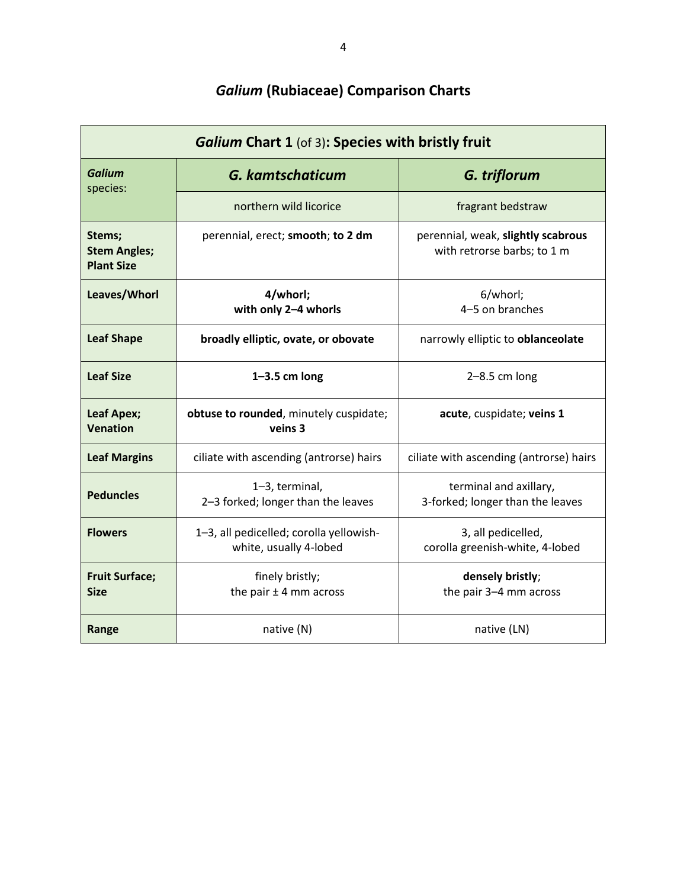## *Galium* (Rubiaceae) Comparison Charts

| *Galium* Chart 1 (of 3): Species with bristly fruit | | |
|---|---|---|
| ***Galium*** species: | ***G. kamtschaticum*** | ***G. triflorum*** |
| | northern wild licorice | fragrant bedstraw |
| **Stems; Stem Angles; Plant Size** | perennial, erect; **smooth**; **to 2 dm** | perennial, weak, **slightly scabrous** with retrorse barbs; to 1 m |
| **Leaves/Whorl** | **4/whorl; with only 2–4 whorls** | 6/whorl; 4–5 on branches |
| **Leaf Shape** | **broadly elliptic, ovate, or obovate** | narrowly elliptic to **oblanceolate** |
| **Leaf Size** | **1–3.5 cm long** | 2–8.5 cm long |
| **Leaf Apex; Venation** | **obtuse to rounded**, minutely cuspidate; **veins 3** | **acute**, cuspidate; **veins 1** |
| **Leaf Margins** | ciliate with ascending (antrorse) hairs | ciliate with ascending (antrorse) hairs |
| **Peduncles** | 1–3, terminal, 2–3 forked; longer than the leaves | terminal and axillary, 3-forked; longer than the leaves |
| **Flowers** | 1–3, all pedicelled; corolla yellowish-white, usually 4-lobed | 3, all pedicelled, corolla greenish-white, 4-lobed |
| **Fruit Surface; Size** | finely bristly; the pair ± 4 mm across | **densely bristly**; the pair 3–4 mm across |
| **Range** | native (N) | native (LN) |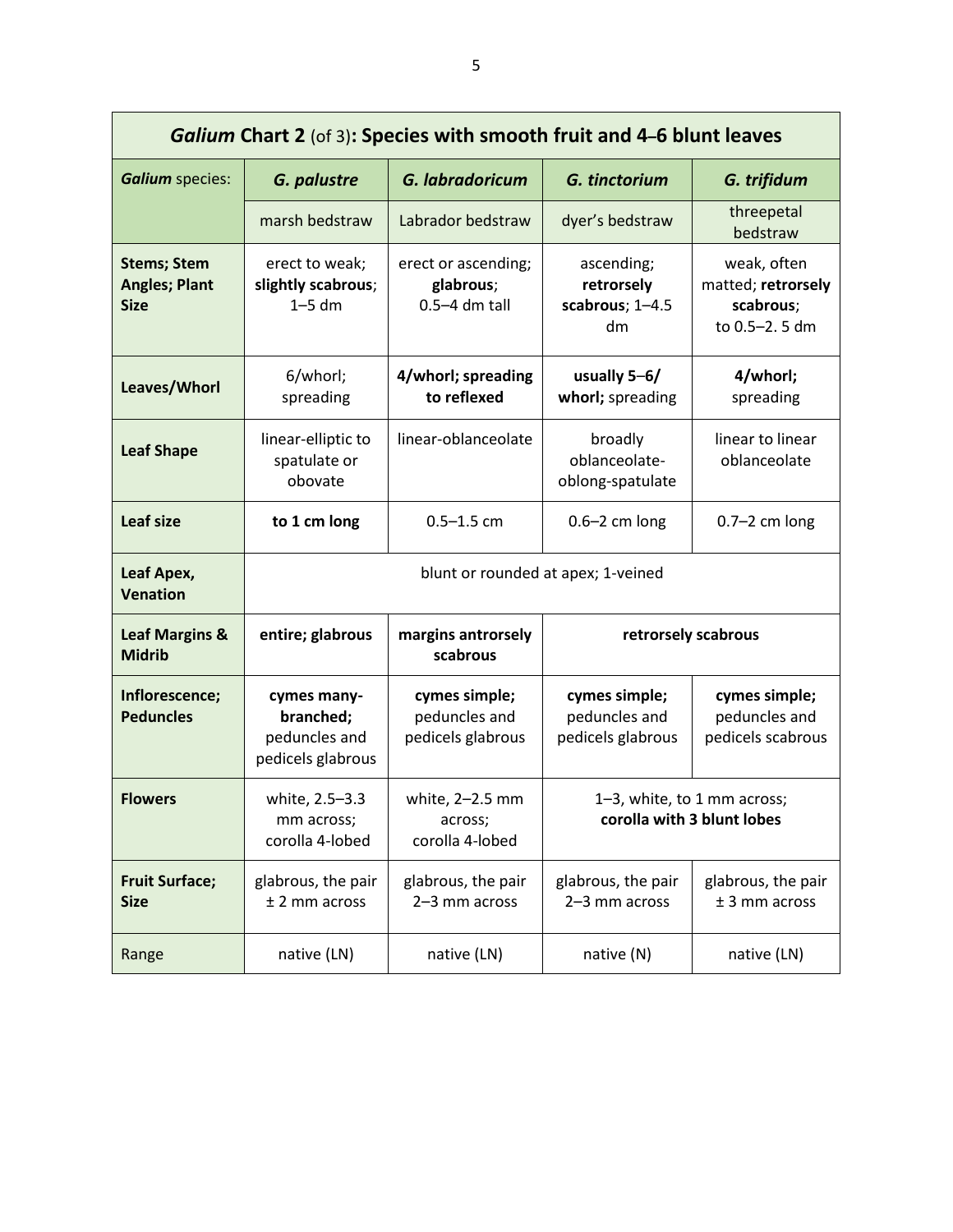| *Galium* Chart 2 (of 3): Species with smooth fruit and 4–6 blunt leaves | | | | |
|---|---|---|---|---|
| ***Galium*** **species:** | ***G. palustre*** | ***G. labradoricum*** | ***G. tinctorium*** | ***G. trifidum*** |
| | marsh bedstraw | Labrador bedstraw | dyer's bedstraw | threepetal bedstraw |
| **Stems; Stem Angles; Plant Size** | erect to weak; **slightly scabrous**; 1–5 dm | erect or ascending; **glabrous**; 0.5–4 dm tall | ascending; **retrorsely scabrous**; 1–4.5 dm | weak, often matted; **retrorsely scabrous**; to 0.5–2. 5 dm |
| **Leaves/Whorl** | 6/whorl; spreading | **4/whorl; spreading to reflexed** | **usually 5–6/ whorl;** spreading | **4/whorl;** spreading |
| **Leaf Shape** | linear-elliptic to spatulate or obovate | linear-oblanceolate | broadly oblanceolate-oblong-spatulate | linear to linear oblanceolate |
| **Leaf size** | **to 1 cm long** | 0.5–1.5 cm | 0.6–2 cm long | 0.7–2 cm long |
| **Leaf Apex, Venation** | blunt or rounded at apex; 1-veined | | | |
| **Leaf Margins & Midrib** | **entire; glabrous** | **margins antrorsely scabrous** | **retrorsely scabrous** | |
| **Inflorescence; Peduncles** | **cymes many-branched;** peduncles and pedicels glabrous | **cymes simple;** peduncles and pedicels glabrous | **cymes simple;** peduncles and pedicels glabrous | **cymes simple;** peduncles and pedicels scabrous |
| **Flowers** | white, 2.5–3.3 mm across; corolla 4-lobed | white, 2–2.5 mm across; corolla 4-lobed | 1–3, white, to 1 mm across; **corolla with 3 blunt lobes** | |
| **Fruit Surface; Size** | glabrous, the pair ± 2 mm across | glabrous, the pair 2–3 mm across | glabrous, the pair 2–3 mm across | glabrous, the pair ± 3 mm across |
| Range | native (LN) | native (LN) | native (N) | native (LN) |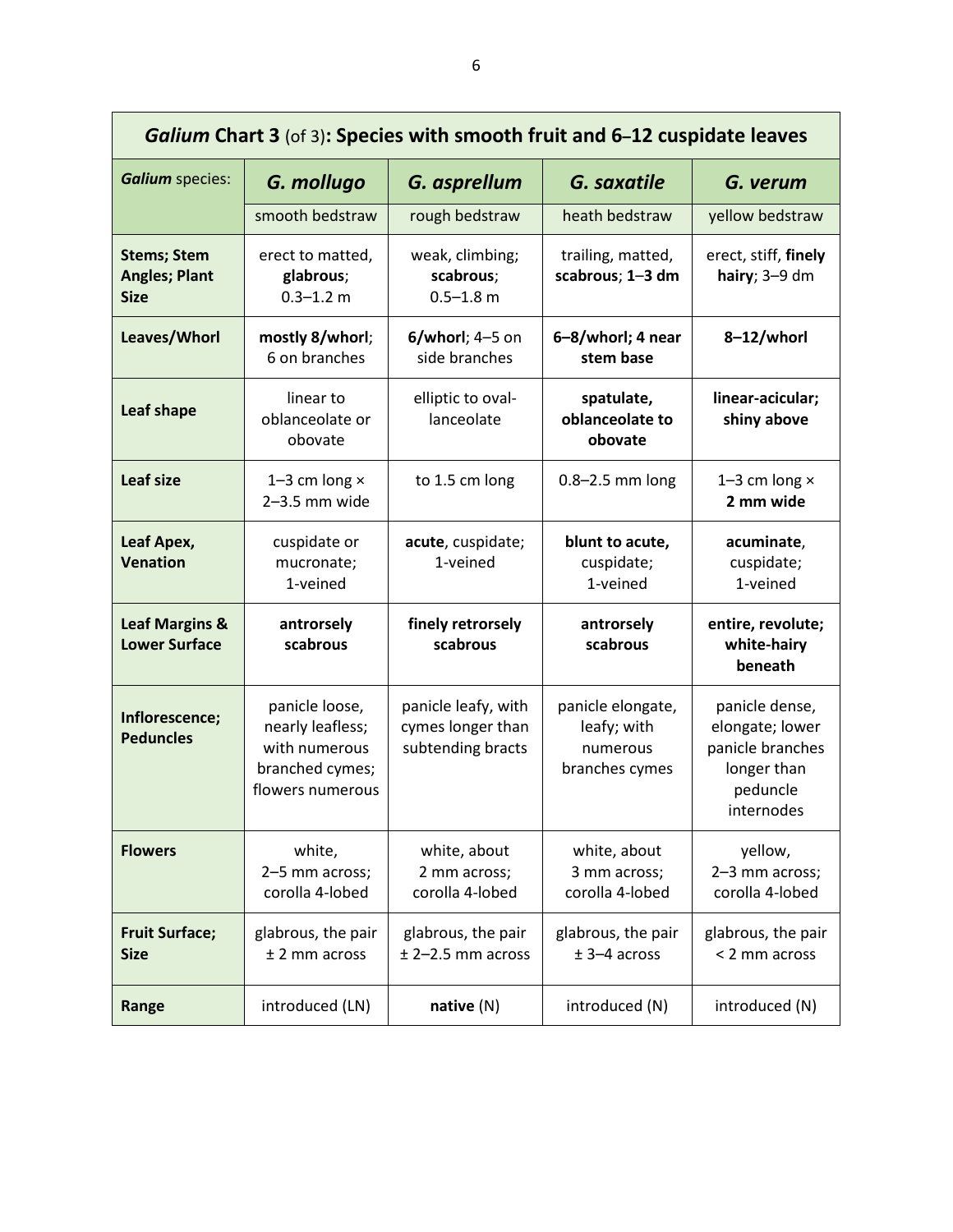| ***Galium* Chart 3** (of 3)**: Species with smooth fruit and 6–12 cuspidate leaves** | | | | |
|---|---|---|---|---|
| ***Galium*** species: | ***G. mollugo*** | ***G. asprellum*** | ***G. saxatile*** | ***G. verum*** |
| | smooth bedstraw | rough bedstraw | heath bedstraw | yellow bedstraw |
| **Stems; Stem Angles; Plant Size** | erect to matted, **glabrous**; 0.3–1.2 m | weak, climbing; **scabrous**; 0.5–1.8 m | trailing, matted, **scabrous**; **1**–**3 dm** | erect, stiff, **finely hairy**; 3–9 dm |
| **Leaves/Whorl** | **mostly 8/whorl**; 6 on branches | **6/whorl**; 4–5 on side branches | **6–8/whorl; 4 near stem base** | **8–12/whorl** |
| **Leaf shape** | linear to oblanceolate or obovate | elliptic to oval-lanceolate | **spatulate, oblanceolate to obovate** | **linear-acicular; shiny above** |
| **Leaf size** | 1–3 cm long × 2–3.5 mm wide | to 1.5 cm long | 0.8–2.5 mm long | 1–3 cm long × **2 mm wide** |
| **Leaf Apex, Venation** | cuspidate or mucronate; 1-veined | **acute**, cuspidate; 1-veined | **blunt to acute,** cuspidate; 1-veined | **acuminate**, cuspidate; 1-veined |
| **Leaf Margins & Lower Surface** | **antrorsely scabrous** | **finely retrorsely scabrous** | **antrorsely scabrous** | **entire, revolute; white-hairy beneath** |
| **Inflorescence; Peduncles** | panicle loose, nearly leafless; with numerous branched cymes; flowers numerous | panicle leafy, with cymes longer than subtending bracts | panicle elongate, leafy; with numerous branches cymes | panicle dense, elongate; lower panicle branches longer than peduncle internodes |
| **Flowers** | white, 2–5 mm across; corolla 4-lobed | white, about 2 mm across; corolla 4-lobed | white, about 3 mm across; corolla 4-lobed | yellow, 2–3 mm across; corolla 4-lobed |
| **Fruit Surface; Size** | glabrous, the pair ± 2 mm across | glabrous, the pair ± 2–2.5 mm across | glabrous, the pair ± 3–4 across | glabrous, the pair < 2 mm across |
| **Range** | introduced (LN) | **native** (N) | introduced (N) | introduced (N) |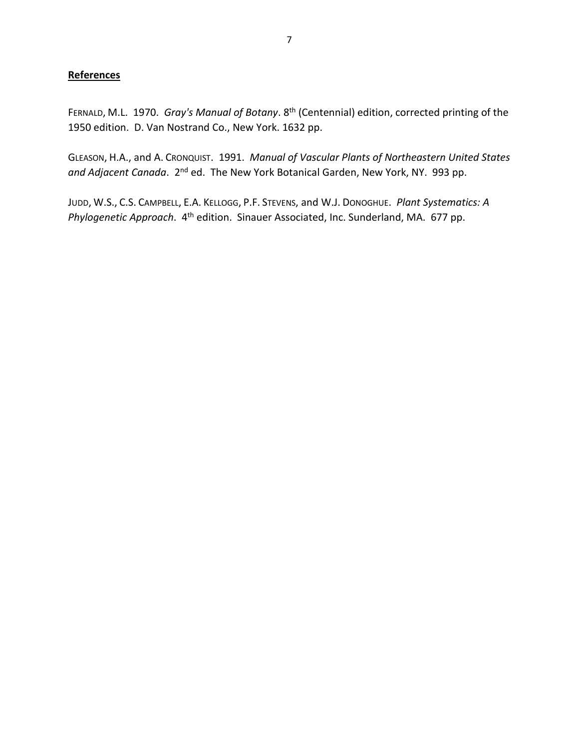**References**

FERNALD, M.L. 1970. *Gray's Manual of Botany*. 8th (Centennial) edition, corrected printing of the 1950 edition. D. Van Nostrand Co., New York. 1632 pp.

GLEASON, H.A., and A. CRONQUIST. 1991. *Manual of Vascular Plants of Northeastern United States and Adjacent Canada*. 2nd ed. The New York Botanical Garden, New York, NY. 993 pp.

JUDD, W.S., C.S. CAMPBELL, E.A. KELLOGG, P.F. STEVENS, and W.J. DONOGHUE. *Plant Systematics: A Phylogenetic Approach*. 4th edition. Sinauer Associated, Inc. Sunderland, MA. 677 pp.